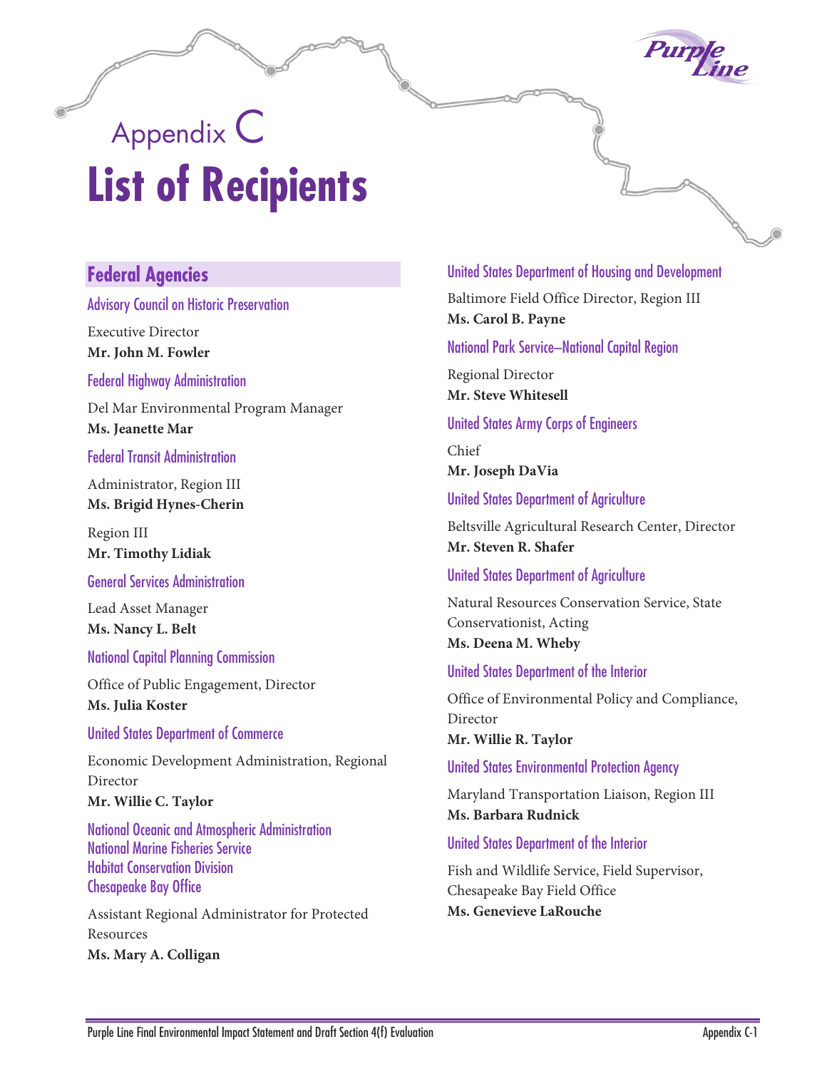# Appendix C
# List of Recipients

## Federal Agencies

### Advisory Council on Historic Preservation

Executive Director
**Mr. John M. Fowler**

### Federal Highway Administration

Del Mar Environmental Program Manager
**Ms. Jeanette Mar**

### Federal Transit Administration

Administrator, Region III
**Ms. Brigid Hynes-Cherin**

Region III
**Mr. Timothy Lidiak**

### General Services Administration

Lead Asset Manager
**Ms. Nancy L. Belt**

### National Capital Planning Commission

Office of Public Engagement, Director
**Ms. Julia Koster**

### United States Department of Commerce

Economic Development Administration, Regional Director
**Mr. Willie C. Taylor**

### National Oceanic and Atmospheric Administration National Marine Fisheries Service Habitat Conservation Division Chesapeake Bay Office

Assistant Regional Administrator for Protected Resources
**Ms. Mary A. Colligan**

### United States Department of Housing and Development

Baltimore Field Office Director, Region III
**Ms. Carol B. Payne**

### National Park Service–National Capital Region

Regional Director
**Mr. Steve Whitesell**

### United States Army Corps of Engineers

Chief
**Mr. Joseph DaVia**

### United States Department of Agriculture

Beltsville Agricultural Research Center, Director
**Mr. Steven R. Shafer**

### United States Department of Agriculture

Natural Resources Conservation Service, State Conservationist, Acting
**Ms. Deena M. Wheby**

### United States Department of the Interior

Office of Environmental Policy and Compliance, Director
**Mr. Willie R. Taylor**

### United States Environmental Protection Agency

Maryland Transportation Liaison, Region III
**Ms. Barbara Rudnick**

### United States Department of the Interior

Fish and Wildlife Service, Field Supervisor, Chesapeake Bay Field Office
**Ms. Genevieve LaRouche**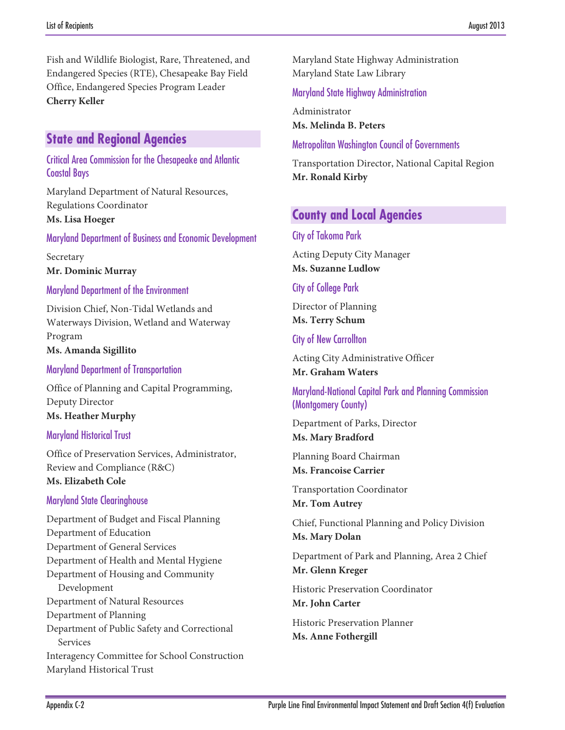Fish and Wildlife Biologist, Rare, Threatened, and Endangered Species (RTE), Chesapeake Bay Field Office, Endangered Species Program Leader
**Cherry Keller**

## State and Regional Agencies

### Critical Area Commission for the Chesapeake and Atlantic Coastal Bays

Maryland Department of Natural Resources, Regulations Coordinator
**Ms. Lisa Hoeger**

### Maryland Department of Business and Economic Development

Secretary
**Mr. Dominic Murray**

### Maryland Department of the Environment

Division Chief, Non-Tidal Wetlands and Waterways Division, Wetland and Waterway Program
**Ms. Amanda Sigillito**

### Maryland Department of Transportation

Office of Planning and Capital Programming, Deputy Director
**Ms. Heather Murphy**

### Maryland Historical Trust

Office of Preservation Services, Administrator, Review and Compliance (R&C)
**Ms. Elizabeth Cole**

### Maryland State Clearinghouse

Department of Budget and Fiscal Planning
Department of Education
Department of General Services
Department of Health and Mental Hygiene
Department of Housing and Community Development
Department of Natural Resources
Department of Planning
Department of Public Safety and Correctional Services
Interagency Committee for School Construction
Maryland Historical Trust
Maryland State Highway Administration
Maryland State Law Library

### Maryland State Highway Administration

Administrator
**Ms. Melinda B. Peters**

### Metropolitan Washington Council of Governments

Transportation Director, National Capital Region
**Mr. Ronald Kirby**

## County and Local Agencies

### City of Takoma Park

Acting Deputy City Manager
**Ms. Suzanne Ludlow**

### City of College Park

Director of Planning
**Ms. Terry Schum**

### City of New Carrollton

Acting City Administrative Officer
**Mr. Graham Waters**

### Maryland-National Capital Park and Planning Commission (Montgomery County)

Department of Parks, Director
**Ms. Mary Bradford**

Planning Board Chairman
**Ms. Francoise Carrier**

Transportation Coordinator
**Mr. Tom Autrey**

Chief, Functional Planning and Policy Division
**Ms. Mary Dolan**

Department of Park and Planning, Area 2 Chief
**Mr. Glenn Kreger**

Historic Preservation Coordinator
**Mr. John Carter**

Historic Preservation Planner
**Ms. Anne Fothergill**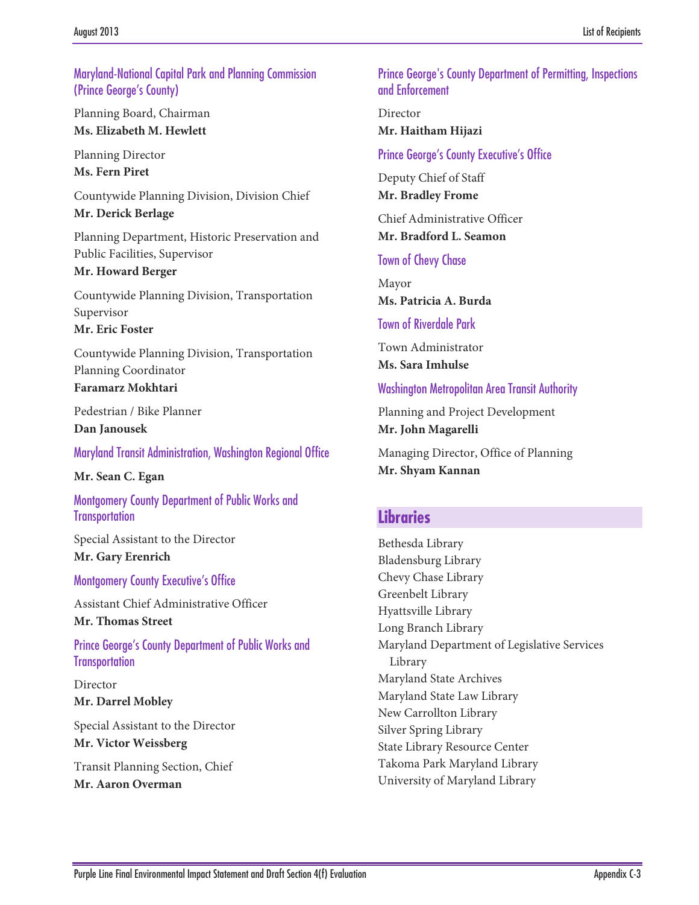### Maryland-National Capital Park and Planning Commission (Prince George's County)

Planning Board, Chairman
**Ms. Elizabeth M. Hewlett**

Planning Director
**Ms. Fern Piret**

Countywide Planning Division, Division Chief
**Mr. Derick Berlage**

Planning Department, Historic Preservation and Public Facilities, Supervisor
**Mr. Howard Berger**

Countywide Planning Division, Transportation Supervisor
**Mr. Eric Foster**

Countywide Planning Division, Transportation Planning Coordinator
**Faramarz Mokhtari**

Pedestrian / Bike Planner
**Dan Janousek**

### Maryland Transit Administration, Washington Regional Office

**Mr. Sean C. Egan**

### Montgomery County Department of Public Works and Transportation

Special Assistant to the Director
**Mr. Gary Erenrich**

### Montgomery County Executive's Office

Assistant Chief Administrative Officer
**Mr. Thomas Street**

### Prince George's County Department of Public Works and Transportation

Director
**Mr. Darrel Mobley**

Special Assistant to the Director
**Mr. Victor Weissberg**

Transit Planning Section, Chief
**Mr. Aaron Overman**

### Prince George's County Department of Permitting, Inspections and Enforcement

Director
**Mr. Haitham Hijazi**

### Prince George's County Executive's Office

Deputy Chief of Staff
**Mr. Bradley Frome**

Chief Administrative Officer
**Mr. Bradford L. Seamon**

### Town of Chevy Chase

Mayor
**Ms. Patricia A. Burda**

### Town of Riverdale Park

Town Administrator
**Ms. Sara Imhulse**

### Washington Metropolitan Area Transit Authority

Planning and Project Development
**Mr. John Magarelli**

Managing Director, Office of Planning
**Mr. Shyam Kannan**

## Libraries

Bethesda Library
Bladensburg Library
Chevy Chase Library
Greenbelt Library
Hyattsville Library
Long Branch Library
Maryland Department of Legislative Services Library
Maryland State Archives
Maryland State Law Library
New Carrollton Library
Silver Spring Library
State Library Resource Center
Takoma Park Maryland Library
University of Maryland Library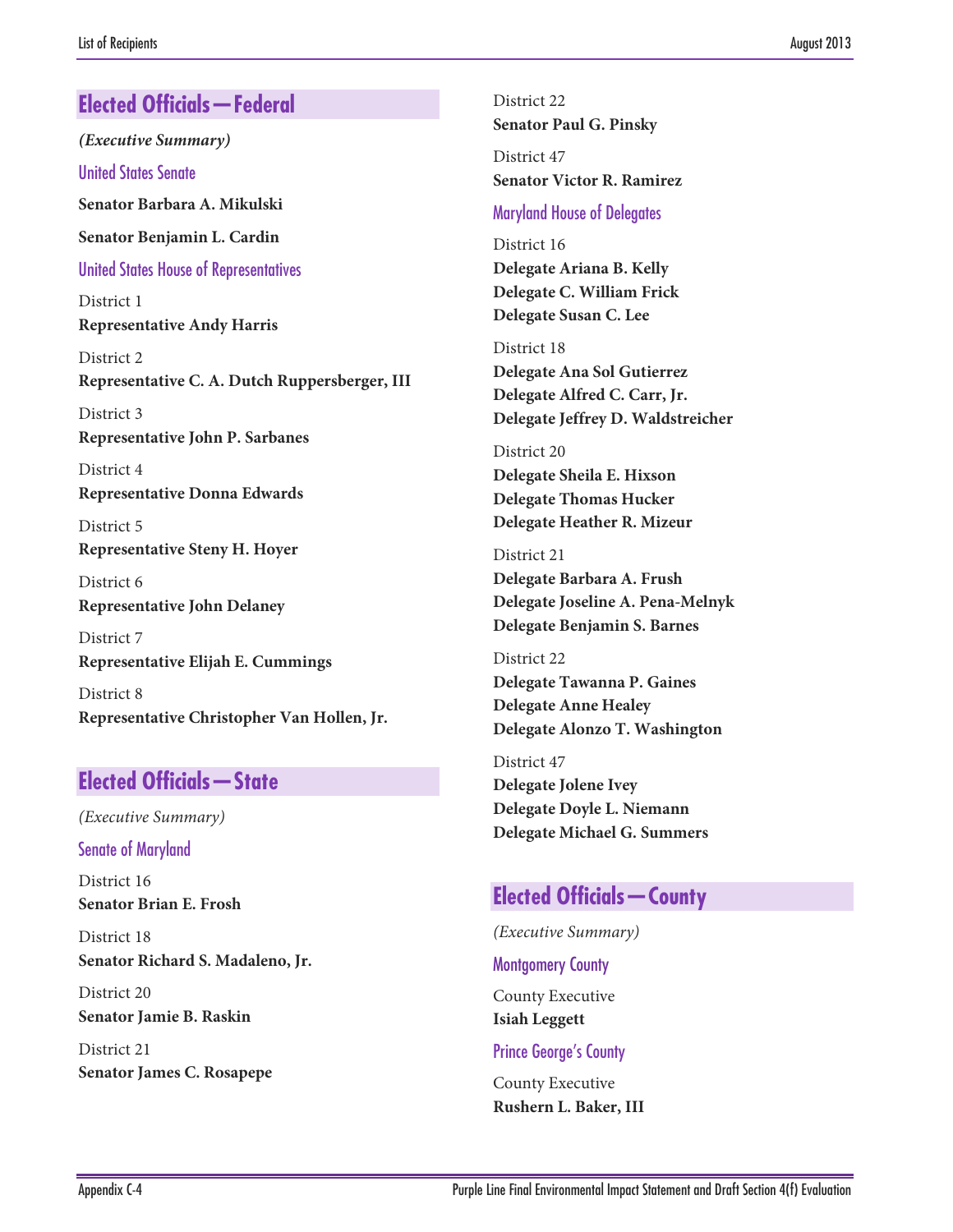## Elected Officials—Federal

*(Executive Summary)*

### United States Senate

**Senator Barbara A. Mikulski**

**Senator Benjamin L. Cardin**

### United States House of Representatives

District 1
**Representative Andy Harris**

District 2
**Representative C. A. Dutch Ruppersberger, III**

District 3
**Representative John P. Sarbanes**

District 4
**Representative Donna Edwards**

District 5
**Representative Steny H. Hoyer**

District 6
**Representative John Delaney**

District 7
**Representative Elijah E. Cummings**

District 8
**Representative Christopher Van Hollen, Jr.**

## Elected Officials—State

*(Executive Summary)*

### Senate of Maryland

District 16
**Senator Brian E. Frosh**

District 18
**Senator Richard S. Madaleno, Jr.**

District 20
**Senator Jamie B. Raskin**

District 21
**Senator James C. Rosapepe**

District 22
**Senator Paul G. Pinsky**

District 47
**Senator Victor R. Ramirez**

### Maryland House of Delegates

District 16
**Delegate Ariana B. Kelly**
**Delegate C. William Frick**
**Delegate Susan C. Lee**

District 18
**Delegate Ana Sol Gutierrez**
**Delegate Alfred C. Carr, Jr.**
**Delegate Jeffrey D. Waldstreicher**

District 20
**Delegate Sheila E. Hixson**
**Delegate Thomas Hucker**
**Delegate Heather R. Mizeur**

District 21
**Delegate Barbara A. Frush**
**Delegate Joseline A. Pena-Melnyk**
**Delegate Benjamin S. Barnes**

District 22
**Delegate Tawanna P. Gaines**
**Delegate Anne Healey**
**Delegate Alonzo T. Washington**

District 47
**Delegate Jolene Ivey**
**Delegate Doyle L. Niemann**
**Delegate Michael G. Summers**

## Elected Officials—County

*(Executive Summary)*

### Montgomery County

County Executive
**Isiah Leggett**

### Prince George's County

County Executive
**Rushern L. Baker, III**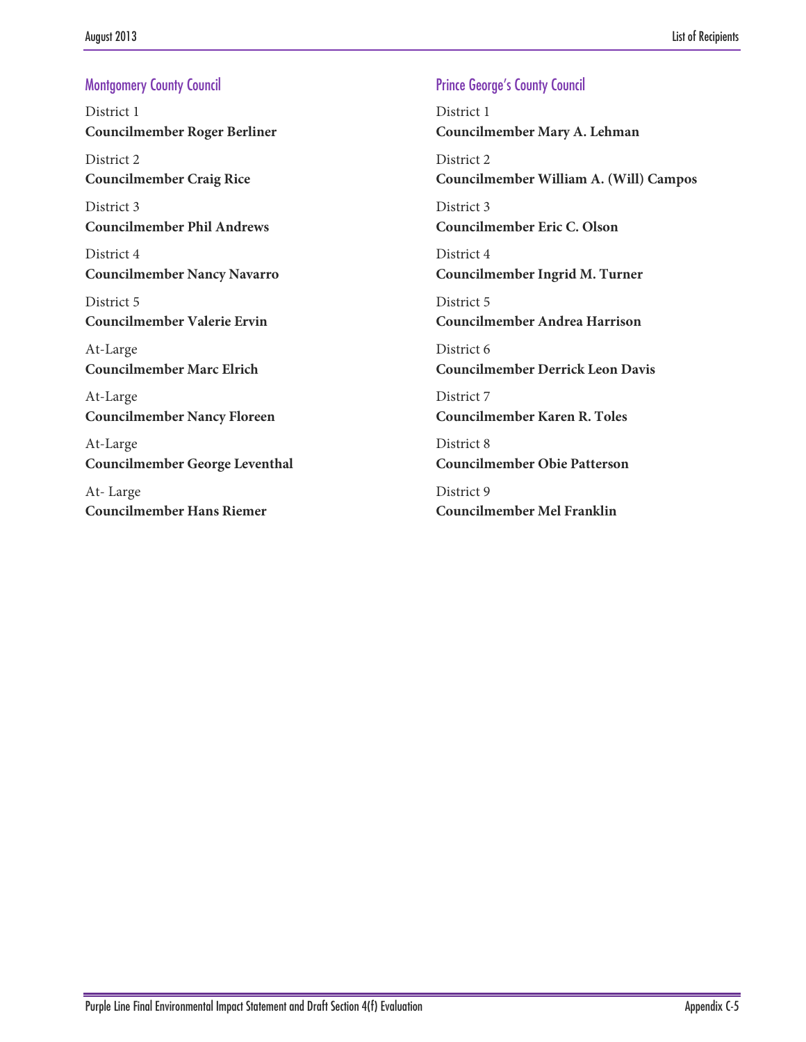## Montgomery County Council

District 1
**Councilmember Roger Berliner**

District 2
**Councilmember Craig Rice**

District 3
**Councilmember Phil Andrews**

District 4
**Councilmember Nancy Navarro**

District 5
**Councilmember Valerie Ervin**

At-Large
**Councilmember Marc Elrich**

At-Large
**Councilmember Nancy Floreen**

At-Large
**Councilmember George Leventhal**

At- Large
**Councilmember Hans Riemer**

## Prince George's County Council

District 1
**Councilmember Mary A. Lehman**

District 2
**Councilmember William A. (Will) Campos**

District 3
**Councilmember Eric C. Olson**

District 4
**Councilmember Ingrid M. Turner**

District 5
**Councilmember Andrea Harrison**

District 6
**Councilmember Derrick Leon Davis**

District 7
**Councilmember Karen R. Toles**

District 8
**Councilmember Obie Patterson**

District 9
**Councilmember Mel Franklin**